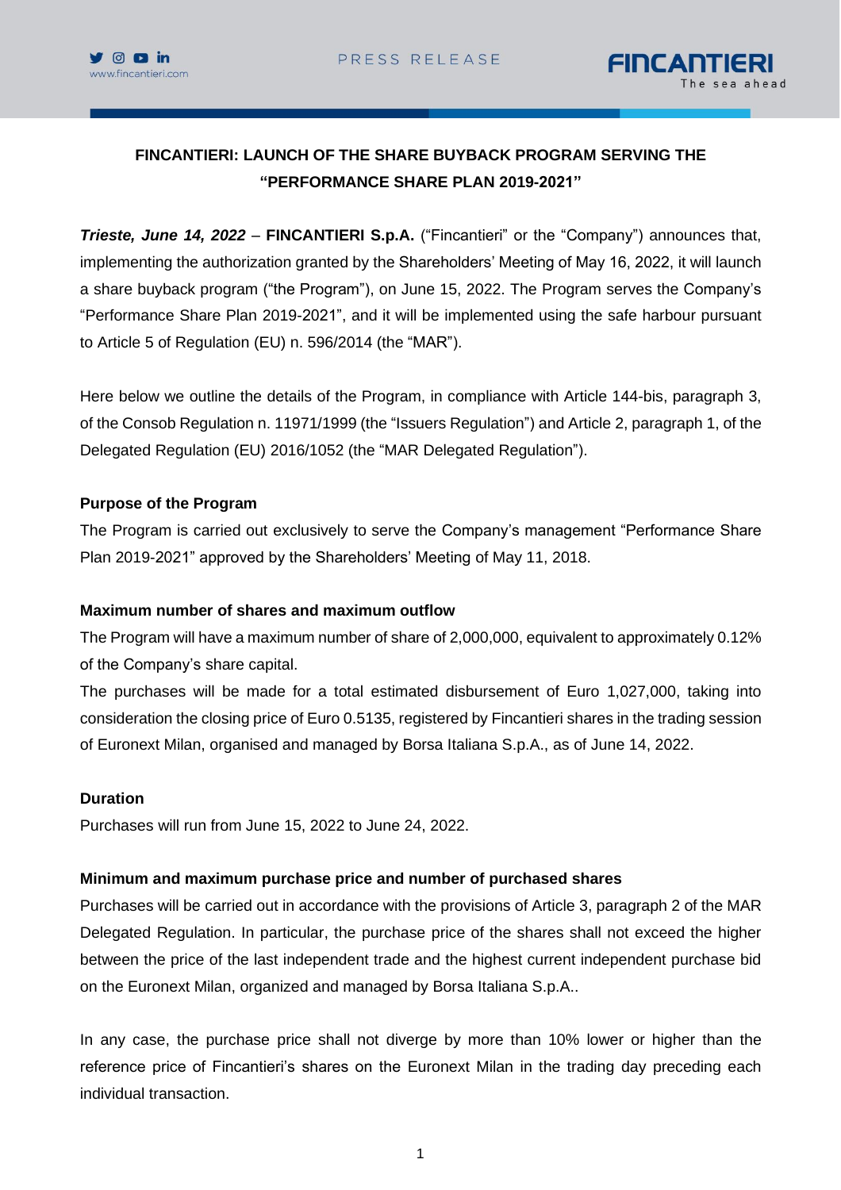# FINCANTIERI: LAUNCH OF THE SHARE BUYBACK PROGRAM SERVING THE "PERFORMANCE SHARE PLAN 2019-2021"

***Trieste, June 14, 2022*** – **FINCANTIERI S.p.A.** ("Fincantieri" or the "Company") announces that, implementing the authorization granted by the Shareholders' Meeting of May 16, 2022, it will launch a share buyback program ("the Program"), on June 15, 2022. The Program serves the Company's "Performance Share Plan 2019-2021", and it will be implemented using the safe harbour pursuant to Article 5 of Regulation (EU) n. 596/2014 (the "MAR").

Here below we outline the details of the Program, in compliance with Article 144-bis, paragraph 3, of the Consob Regulation n. 11971/1999 (the "Issuers Regulation") and Article 2, paragraph 1, of the Delegated Regulation (EU) 2016/1052 (the "MAR Delegated Regulation").

**Purpose of the Program**

The Program is carried out exclusively to serve the Company's management "Performance Share Plan 2019-2021" approved by the Shareholders' Meeting of May 11, 2018.

**Maximum number of shares and maximum outflow**

The Program will have a maximum number of share of 2,000,000, equivalent to approximately 0.12% of the Company's share capital.

The purchases will be made for a total estimated disbursement of Euro 1,027,000, taking into consideration the closing price of Euro 0.5135, registered by Fincantieri shares in the trading session of Euronext Milan, organised and managed by Borsa Italiana S.p.A., as of June 14, 2022.

**Duration**

Purchases will run from June 15, 2022 to June 24, 2022.

**Minimum and maximum purchase price and number of purchased shares**

Purchases will be carried out in accordance with the provisions of Article 3, paragraph 2 of the MAR Delegated Regulation. In particular, the purchase price of the shares shall not exceed the higher between the price of the last independent trade and the highest current independent purchase bid on the Euronext Milan, organized and managed by Borsa Italiana S.p.A..

In any case, the purchase price shall not diverge by more than 10% lower or higher than the reference price of Fincantieri's shares on the Euronext Milan in the trading day preceding each individual transaction.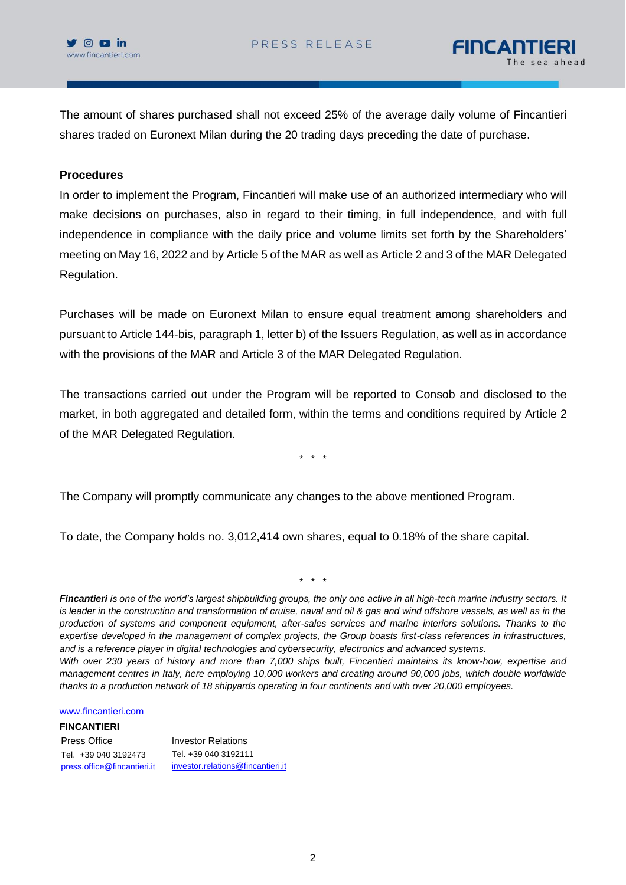The amount of shares purchased shall not exceed 25% of the average daily volume of Fincantieri shares traded on Euronext Milan during the 20 trading days preceding the date of purchase.

**Procedures**

In order to implement the Program, Fincantieri will make use of an authorized intermediary who will make decisions on purchases, also in regard to their timing, in full independence, and with full independence in compliance with the daily price and volume limits set forth by the Shareholders' meeting on May 16, 2022 and by Article 5 of the MAR as well as Article 2 and 3 of the MAR Delegated Regulation.

Purchases will be made on Euronext Milan to ensure equal treatment among shareholders and pursuant to Article 144-bis, paragraph 1, letter b) of the Issuers Regulation, as well as in accordance with the provisions of the MAR and Article 3 of the MAR Delegated Regulation.

The transactions carried out under the Program will be reported to Consob and disclosed to the market, in both aggregated and detailed form, within the terms and conditions required by Article 2 of the MAR Delegated Regulation.

\* \* \*

The Company will promptly communicate any changes to the above mentioned Program.

To date, the Company holds no. 3,012,414 own shares, equal to 0.18% of the share capital.

\* \* \*

***Fincantieri*** *is one of the world's largest shipbuilding groups, the only one active in all high-tech marine industry sectors. It is leader in the construction and transformation of cruise, naval and oil & gas and wind offshore vessels, as well as in the production of systems and component equipment, after-sales services and marine interiors solutions. Thanks to the expertise developed in the management of complex projects, the Group boasts first-class references in infrastructures, and is a reference player in digital technologies and cybersecurity, electronics and advanced systems.*

*With over 230 years of history and more than 7,000 ships built, Fincantieri maintains its know-how, expertise and management centres in Italy, here employing 10,000 workers and creating around 90,000 jobs, which double worldwide thanks to a production network of 18 shipyards operating in four continents and with over 20,000 employees.*

www.fincantieri.com

**FINCANTIERI**

| Press Office | Investor Relations |
|---|---|
| Tel. +39 040 3192473 | Tel. +39 040 3192111 |
| press.office@fincantieri.it | investor.relations@fincantieri.it |